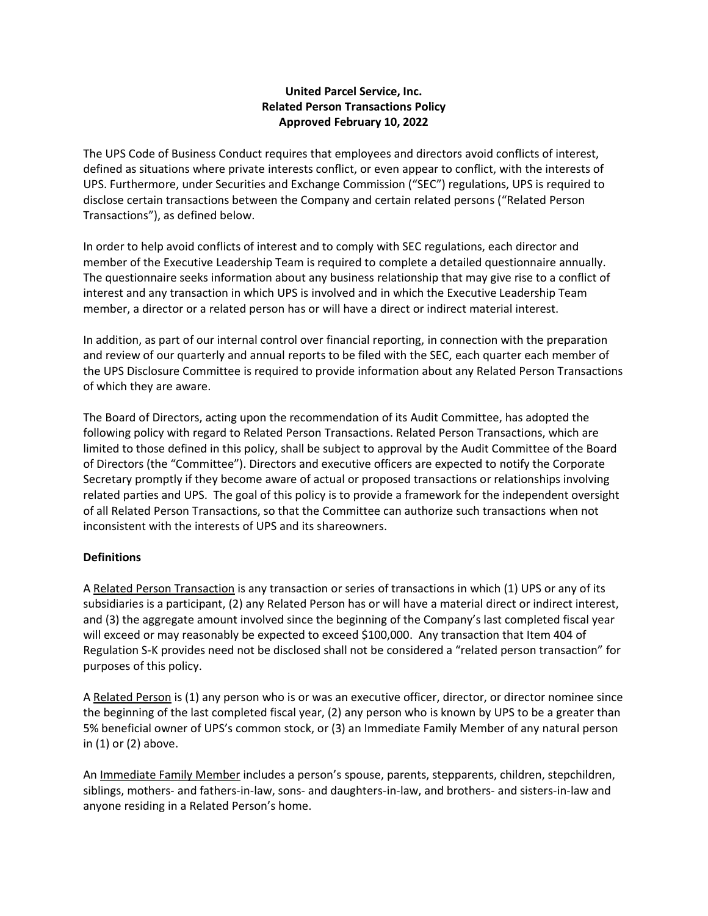**United Parcel Service, Inc.**
**Related Person Transactions Policy**
**Approved February 10, 2022**

The UPS Code of Business Conduct requires that employees and directors avoid conflicts of interest, defined as situations where private interests conflict, or even appear to conflict, with the interests of UPS. Furthermore, under Securities and Exchange Commission ("SEC") regulations, UPS is required to disclose certain transactions between the Company and certain related persons ("Related Person Transactions"), as defined below.

In order to help avoid conflicts of interest and to comply with SEC regulations, each director and member of the Executive Leadership Team is required to complete a detailed questionnaire annually. The questionnaire seeks information about any business relationship that may give rise to a conflict of interest and any transaction in which UPS is involved and in which the Executive Leadership Team member, a director or a related person has or will have a direct or indirect material interest.

In addition, as part of our internal control over financial reporting, in connection with the preparation and review of our quarterly and annual reports to be filed with the SEC, each quarter each member of the UPS Disclosure Committee is required to provide information about any Related Person Transactions of which they are aware.

The Board of Directors, acting upon the recommendation of its Audit Committee, has adopted the following policy with regard to Related Person Transactions. Related Person Transactions, which are limited to those defined in this policy, shall be subject to approval by the Audit Committee of the Board of Directors (the "Committee"). Directors and executive officers are expected to notify the Corporate Secretary promptly if they become aware of actual or proposed transactions or relationships involving related parties and UPS. The goal of this policy is to provide a framework for the independent oversight of all Related Person Transactions, so that the Committee can authorize such transactions when not inconsistent with the interests of UPS and its shareowners.

**Definitions**

A Related Person Transaction is any transaction or series of transactions in which (1) UPS or any of its subsidiaries is a participant, (2) any Related Person has or will have a material direct or indirect interest, and (3) the aggregate amount involved since the beginning of the Company's last completed fiscal year will exceed or may reasonably be expected to exceed $100,000. Any transaction that Item 404 of Regulation S-K provides need not be disclosed shall not be considered a "related person transaction" for purposes of this policy.

A Related Person is (1) any person who is or was an executive officer, director, or director nominee since the beginning of the last completed fiscal year, (2) any person who is known by UPS to be a greater than 5% beneficial owner of UPS's common stock, or (3) an Immediate Family Member of any natural person in (1) or (2) above.

An Immediate Family Member includes a person's spouse, parents, stepparents, children, stepchildren, siblings, mothers- and fathers-in-law, sons- and daughters-in-law, and brothers- and sisters-in-law and anyone residing in a Related Person's home.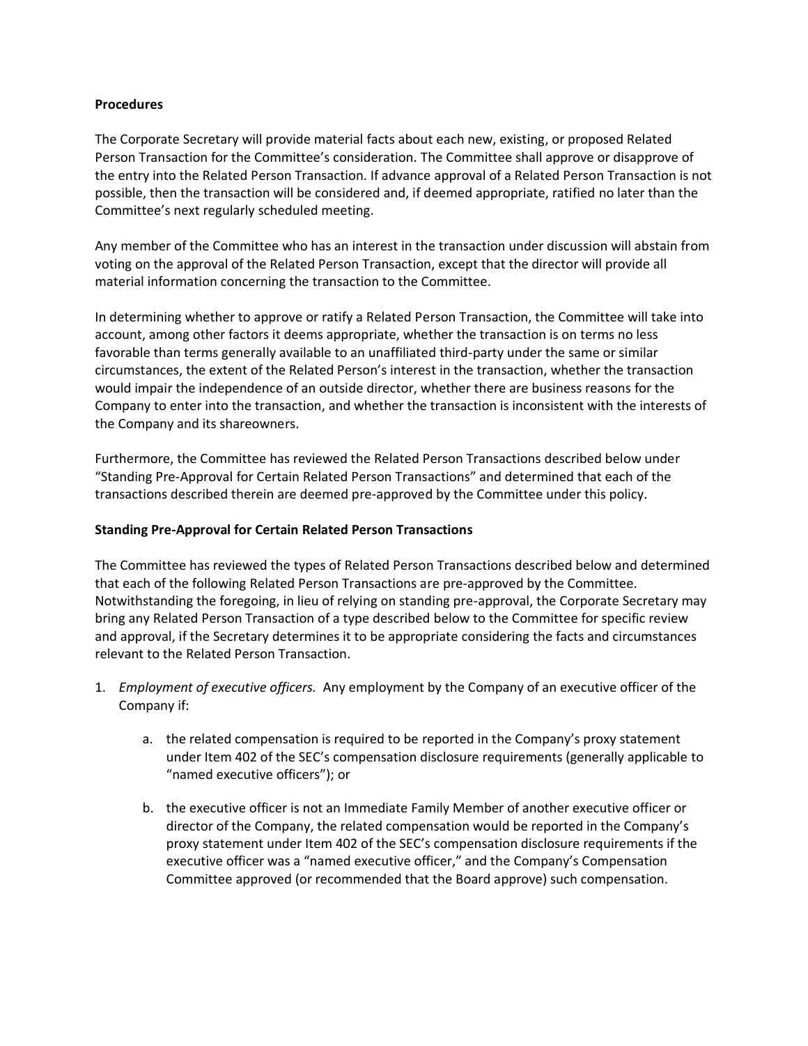**Procedures**

The Corporate Secretary will provide material facts about each new, existing, or proposed Related Person Transaction for the Committee's consideration. The Committee shall approve or disapprove of the entry into the Related Person Transaction. If advance approval of a Related Person Transaction is not possible, then the transaction will be considered and, if deemed appropriate, ratified no later than the Committee's next regularly scheduled meeting.

Any member of the Committee who has an interest in the transaction under discussion will abstain from voting on the approval of the Related Person Transaction, except that the director will provide all material information concerning the transaction to the Committee.

In determining whether to approve or ratify a Related Person Transaction, the Committee will take into account, among other factors it deems appropriate, whether the transaction is on terms no less favorable than terms generally available to an unaffiliated third-party under the same or similar circumstances, the extent of the Related Person's interest in the transaction, whether the transaction would impair the independence of an outside director, whether there are business reasons for the Company to enter into the transaction, and whether the transaction is inconsistent with the interests of the Company and its shareowners.

Furthermore, the Committee has reviewed the Related Person Transactions described below under "Standing Pre-Approval for Certain Related Person Transactions" and determined that each of the transactions described therein are deemed pre-approved by the Committee under this policy.

**Standing Pre-Approval for Certain Related Person Transactions**

The Committee has reviewed the types of Related Person Transactions described below and determined that each of the following Related Person Transactions are pre-approved by the Committee. Notwithstanding the foregoing, in lieu of relying on standing pre-approval, the Corporate Secretary may bring any Related Person Transaction of a type described below to the Committee for specific review and approval, if the Secretary determines it to be appropriate considering the facts and circumstances relevant to the Related Person Transaction.

1. *Employment of executive officers.* Any employment by the Company of an executive officer of the Company if:

    a. the related compensation is required to be reported in the Company's proxy statement under Item 402 of the SEC's compensation disclosure requirements (generally applicable to "named executive officers"); or

    b. the executive officer is not an Immediate Family Member of another executive officer or director of the Company, the related compensation would be reported in the Company's proxy statement under Item 402 of the SEC's compensation disclosure requirements if the executive officer was a "named executive officer," and the Company's Compensation Committee approved (or recommended that the Board approve) such compensation.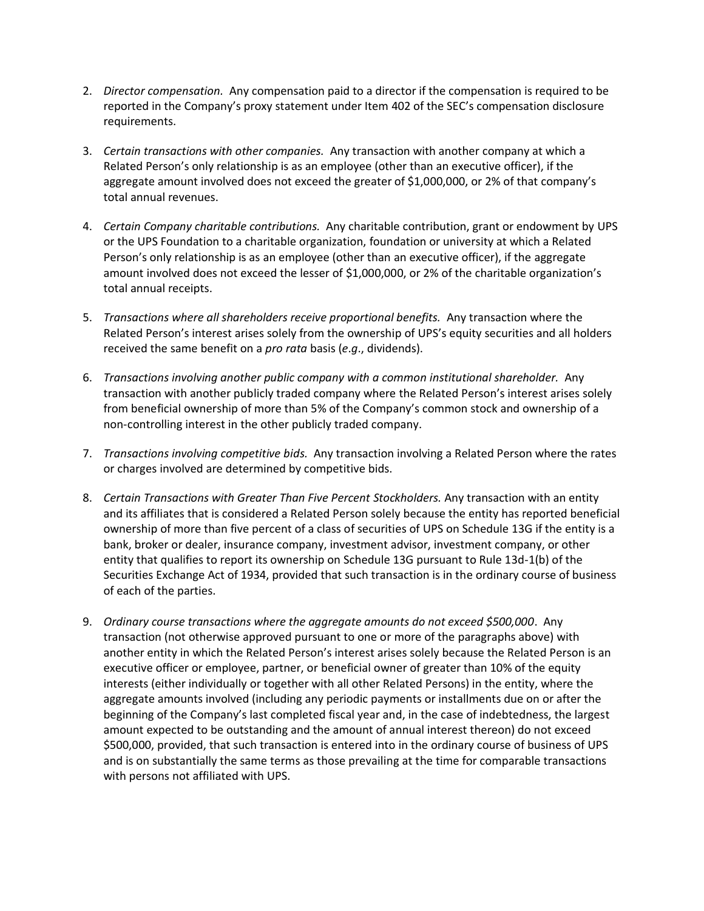2. *Director compensation.* Any compensation paid to a director if the compensation is required to be reported in the Company's proxy statement under Item 402 of the SEC's compensation disclosure requirements.

3. *Certain transactions with other companies.* Any transaction with another company at which a Related Person's only relationship is as an employee (other than an executive officer), if the aggregate amount involved does not exceed the greater of $1,000,000, or 2% of that company's total annual revenues.

4. *Certain Company charitable contributions.* Any charitable contribution, grant or endowment by UPS or the UPS Foundation to a charitable organization, foundation or university at which a Related Person's only relationship is as an employee (other than an executive officer), if the aggregate amount involved does not exceed the lesser of $1,000,000, or 2% of the charitable organization's total annual receipts.

5. *Transactions where all shareholders receive proportional benefits.* Any transaction where the Related Person's interest arises solely from the ownership of UPS's equity securities and all holders received the same benefit on a *pro rata* basis (*e.g*., dividends).

6. *Transactions involving another public company with a common institutional shareholder.* Any transaction with another publicly traded company where the Related Person's interest arises solely from beneficial ownership of more than 5% of the Company's common stock and ownership of a non-controlling interest in the other publicly traded company.

7. *Transactions involving competitive bids.* Any transaction involving a Related Person where the rates or charges involved are determined by competitive bids.

8. *Certain Transactions with Greater Than Five Percent Stockholders.* Any transaction with an entity and its affiliates that is considered a Related Person solely because the entity has reported beneficial ownership of more than five percent of a class of securities of UPS on Schedule 13G if the entity is a bank, broker or dealer, insurance company, investment advisor, investment company, or other entity that qualifies to report its ownership on Schedule 13G pursuant to Rule 13d-1(b) of the Securities Exchange Act of 1934, provided that such transaction is in the ordinary course of business of each of the parties.

9. *Ordinary course transactions where the aggregate amounts do not exceed $500,000*. Any transaction (not otherwise approved pursuant to one or more of the paragraphs above) with another entity in which the Related Person's interest arises solely because the Related Person is an executive officer or employee, partner, or beneficial owner of greater than 10% of the equity interests (either individually or together with all other Related Persons) in the entity, where the aggregate amounts involved (including any periodic payments or installments due on or after the beginning of the Company's last completed fiscal year and, in the case of indebtedness, the largest amount expected to be outstanding and the amount of annual interest thereon) do not exceed $500,000, provided, that such transaction is entered into in the ordinary course of business of UPS and is on substantially the same terms as those prevailing at the time for comparable transactions with persons not affiliated with UPS.